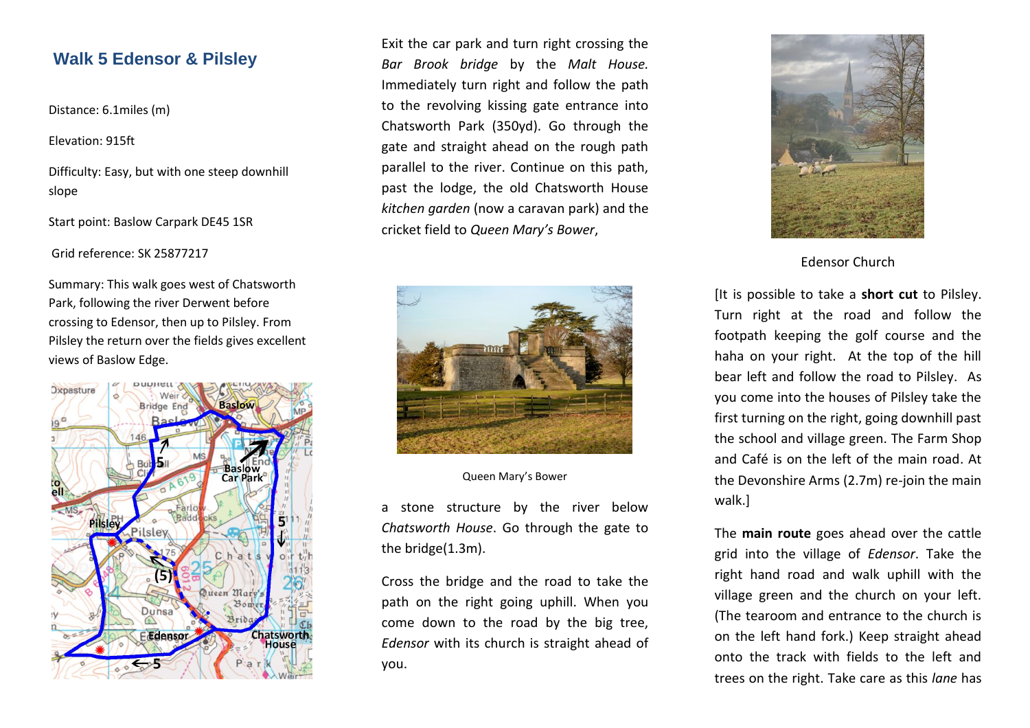# Walk 5 Edensor & Pilsley

Distance: 6.1miles (m)

Elevation: 915ft

Difficulty: Easy, but with one steep downhill slope

Start point: Baslow Carpark DE45 1SR

Grid reference: SK 25877217

Summary: This walk goes west of Chatsworth Park, following the river Derwent before crossing to Edensor, then up to Pilsley. From Pilsley the return over the fields gives excellent views of Baslow Edge.

Exit the car park and turn right crossing the *Bar Brook bridge* by the *Malt House.* Immediately turn right and follow the path to the revolving kissing gate entrance into Chatsworth Park (350yd). Go through the gate and straight ahead on the rough path parallel to the river. Continue on this path, past the lodge, the old Chatsworth House *kitchen garden* (now a caravan park) and the cricket field to *Queen Mary's Bower*,

Queen Mary's Bower

a stone structure by the river below *Chatsworth House*. Go through the gate to the bridge(1.3m).

Cross the bridge and the road to take the path on the right going uphill. When you come down to the road by the big tree, *Edensor* with its church is straight ahead of you.

Edensor Church

[It is possible to take a **short cut** to Pilsley. Turn right at the road and follow the footpath keeping the golf course and the haha on your right. At the top of the hill bear left and follow the road to Pilsley. As you come into the houses of Pilsley take the first turning on the right, going downhill past the school and village green. The Farm Shop and Café is on the left of the main road. At the Devonshire Arms (2.7m) re-join the main walk.]

The **main route** goes ahead over the cattle grid into the village of *Edensor*. Take the right hand road and walk uphill with the village green and the church on your left. (The tearoom and entrance to the church is on the left hand fork.) Keep straight ahead onto the track with fields to the left and trees on the right. Take care as this *lane* has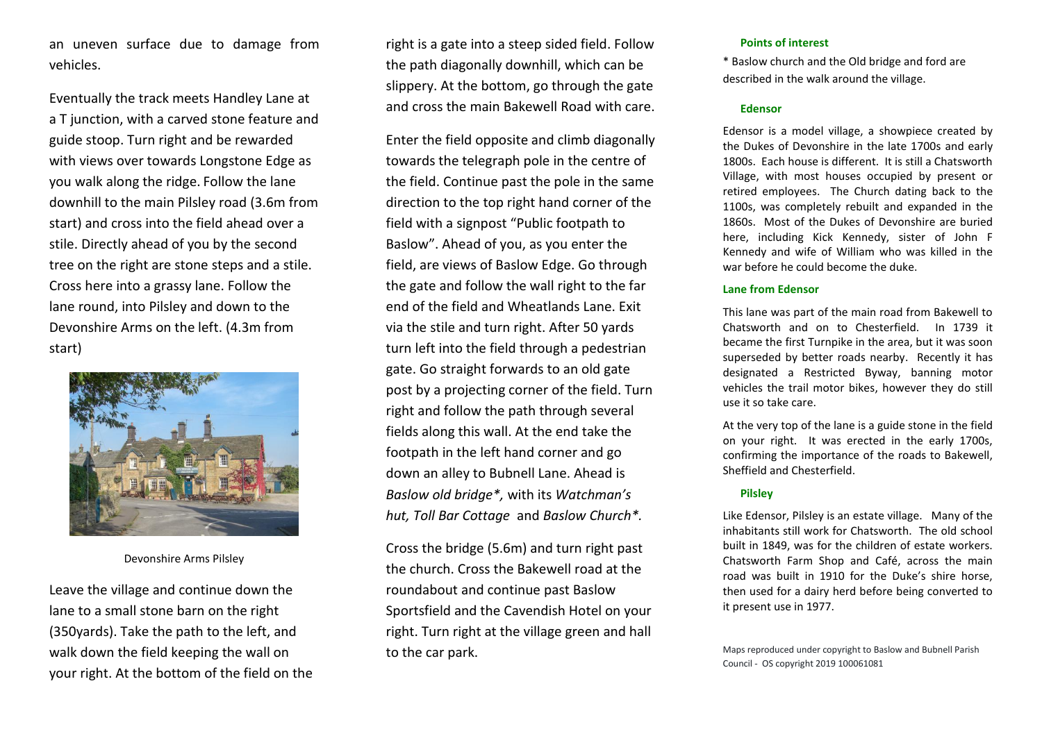an uneven surface due to damage from vehicles.

Eventually the track meets Handley Lane at a T junction, with a carved stone feature and guide stoop. Turn right and be rewarded with views over towards Longstone Edge as you walk along the ridge. Follow the lane downhill to the main Pilsley road (3.6m from start) and cross into the field ahead over a stile. Directly ahead of you by the second tree on the right are stone steps and a stile. Cross here into a grassy lane. Follow the lane round, into Pilsley and down to the Devonshire Arms on the left. (4.3m from start)

Devonshire Arms Pilsley

Leave the village and continue down the lane to a small stone barn on the right (350yards). Take the path to the left, and walk down the field keeping the wall on your right. At the bottom of the field on the right is a gate into a steep sided field. Follow the path diagonally downhill, which can be slippery. At the bottom, go through the gate and cross the main Bakewell Road with care.

Enter the field opposite and climb diagonally towards the telegraph pole in the centre of the field. Continue past the pole in the same direction to the top right hand corner of the field with a signpost "Public footpath to Baslow". Ahead of you, as you enter the field, are views of Baslow Edge. Go through the gate and follow the wall right to the far end of the field and Wheatlands Lane. Exit via the stile and turn right. After 50 yards turn left into the field through a pedestrian gate. Go straight forwards to an old gate post by a projecting corner of the field. Turn right and follow the path through several fields along this wall. At the end take the footpath in the left hand corner and go down an alley to Bubnell Lane. Ahead is *Baslow old bridge*,* with its *Watchman's hut, Toll Bar Cottage* and *Baslow Church*.*

Cross the bridge (5.6m) and turn right past the church. Cross the Bakewell road at the roundabout and continue past Baslow Sportsfield and the Cavendish Hotel on your right. Turn right at the village green and hall to the car park.

### Points of interest

* Baslow church and the Old bridge and ford are described in the walk around the village.

### Edensor

Edensor is a model village, a showpiece created by the Dukes of Devonshire in the late 1700s and early 1800s. Each house is different. It is still a Chatsworth Village, with most houses occupied by present or retired employees. The Church dating back to the 1100s, was completely rebuilt and expanded in the 1860s. Most of the Dukes of Devonshire are buried here, including Kick Kennedy, sister of John F Kennedy and wife of William who was killed in the war before he could become the duke.

### Lane from Edensor

This lane was part of the main road from Bakewell to Chatsworth and on to Chesterfield. In 1739 it became the first Turnpike in the area, but it was soon superseded by better roads nearby. Recently it has designated a Restricted Byway, banning motor vehicles the trail motor bikes, however they do still use it so take care.

At the very top of the lane is a guide stone in the field on your right. It was erected in the early 1700s, confirming the importance of the roads to Bakewell, Sheffield and Chesterfield.

### Pilsley

Like Edensor, Pilsley is an estate village. Many of the inhabitants still work for Chatsworth. The old school built in 1849, was for the children of estate workers. Chatsworth Farm Shop and Café, across the main road was built in 1910 for the Duke's shire horse, then used for a dairy herd before being converted to it present use in 1977.

Maps reproduced under copyright to Baslow and Bubnell Parish Council - OS copyright 2019 100061081